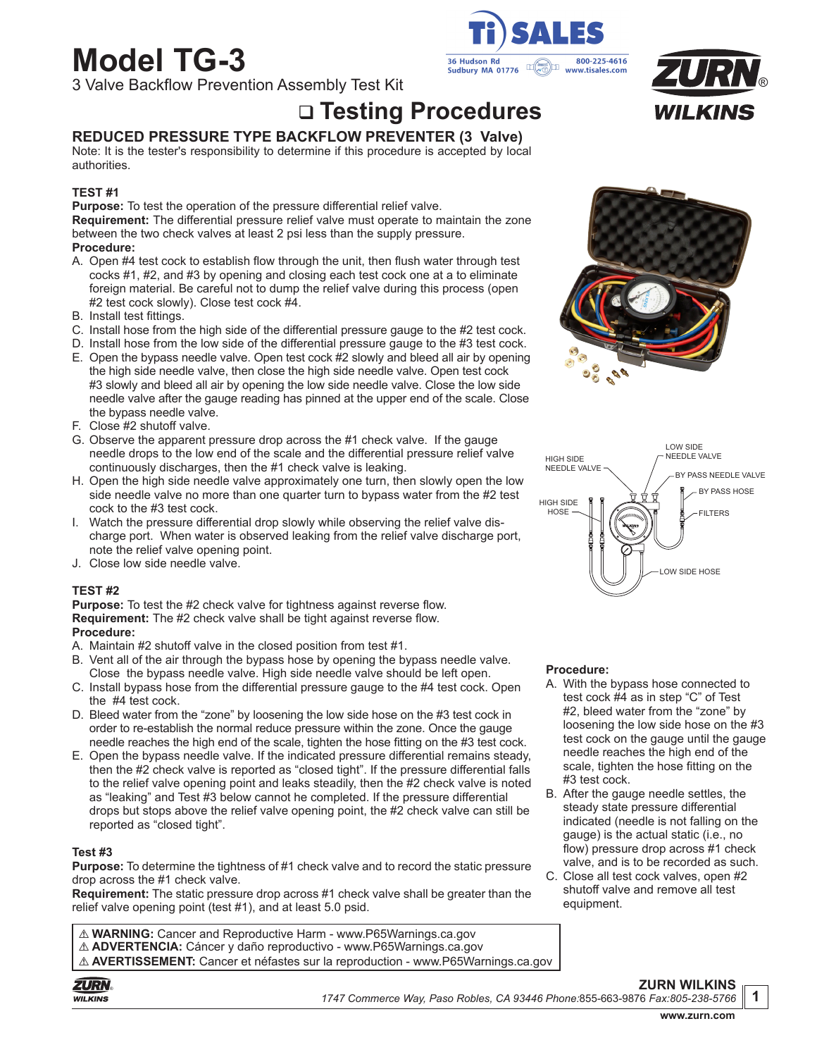# Model TG-3

3 Valve Backflow Prevention Assembly Test Kit

## ❑ Testing Procedures

### REDUCED PRESSURE TYPE BACKFLOW PREVENTER (3 Valve)

Note: It is the tester's responsibility to determine if this procedure is accepted by local authorities.

#### TEST #1

**Purpose:** To test the operation of the pressure differential relief valve.

**Requirement:** The differential pressure relief valve must operate to maintain the zone between the two check valves at least 2 psi less than the supply pressure.

**Procedure:**

A. Open #4 test cock to establish flow through the unit, then flush water through test cocks #1, #2, and #3 by opening and closing each test cock one at a to eliminate foreign material. Be careful not to dump the relief valve during this process (open #2 test cock slowly). Close test cock #4.
B. Install test fittings.
C. Install hose from the high side of the differential pressure gauge to the #2 test cock.
D. Install hose from the low side of the differential pressure gauge to the #3 test cock.
E. Open the bypass needle valve. Open test cock #2 slowly and bleed all air by opening the high side needle valve, then close the high side needle valve. Open test cock #3 slowly and bleed all air by opening the low side needle valve. Close the low side needle valve after the gauge reading has pinned at the upper end of the scale. Close the bypass needle valve.
F. Close #2 shutoff valve.
G. Observe the apparent pressure drop across the #1 check valve. If the gauge needle drops to the low end of the scale and the differential pressure relief valve continuously discharges, then the #1 check valve is leaking.
H. Open the high side needle valve approximately one turn, then slowly open the low side needle valve no more than one quarter turn to bypass water from the #2 test cock to the #3 test cock.
I. Watch the pressure differential drop slowly while observing the relief valve discharge port. When water is observed leaking from the relief valve discharge port, note the relief valve opening point.
J. Close low side needle valve.

#### TEST #2

**Purpose:** To test the #2 check valve for tightness against reverse flow.

**Requirement:** The #2 check valve shall be tight against reverse flow.

**Procedure:**

A. Maintain #2 shutoff valve in the closed position from test #1.
B. Vent all of the air through the bypass hose by opening the bypass needle valve. Close the bypass needle valve. High side needle valve should be left open.
C. Install bypass hose from the differential pressure gauge to the #4 test cock. Open the #4 test cock.
D. Bleed water from the "zone" by loosening the low side hose on the #3 test cock in order to re-establish the normal reduce pressure within the zone. Once the gauge needle reaches the high end of the scale, tighten the hose fitting on the #3 test cock.
E. Open the bypass needle valve. If the indicated pressure differential remains steady, then the #2 check valve is reported as "closed tight". If the pressure differential falls to the relief valve opening point and leaks steadily, then the #2 check valve is noted as "leaking" and Test #3 below cannot he completed. If the pressure differential drops but stops above the relief valve opening point, the #2 check valve can still be reported as "closed tight".

#### Test #3

**Purpose:** To determine the tightness of #1 check valve and to record the static pressure drop across the #1 check valve.

**Requirement:** The static pressure drop across #1 check valve shall be greater than the relief valve opening point (test #1), and at least 5.0 psid.

**Procedure:**

A. With the bypass hose connected to test cock #4 as in step "C" of Test #2, bleed water from the "zone" by loosening the low side hose on the #3 test cock on the gauge until the gauge needle reaches the high end of the scale, tighten the hose fitting on the #3 test cock.
B. After the gauge needle settles, the steady state pressure differential indicated (needle is not falling on the gauge) is the actual static (i.e., no flow) pressure drop across #1 check valve, and is to be recorded as such.
C. Close all test cock valves, open #2 shutoff valve and remove all test equipment.

⚠ **WARNING:** Cancer and Reproductive Harm - www.P65Warnings.ca.gov
⚠ **ADVERTENCIA:** Cáncer y daño reproductivo - www.P65Warnings.ca.gov
⚠ **AVERTISSEMENT:** Cancer et néfastes sur la reproduction - www.P65Warnings.ca.gov

**ZURN WILKINS**
*1747 Commerce Way, Paso Robles, CA 93446 Phone:*855-663-9876 *Fax:805-238-5766*
**www.zurn.com**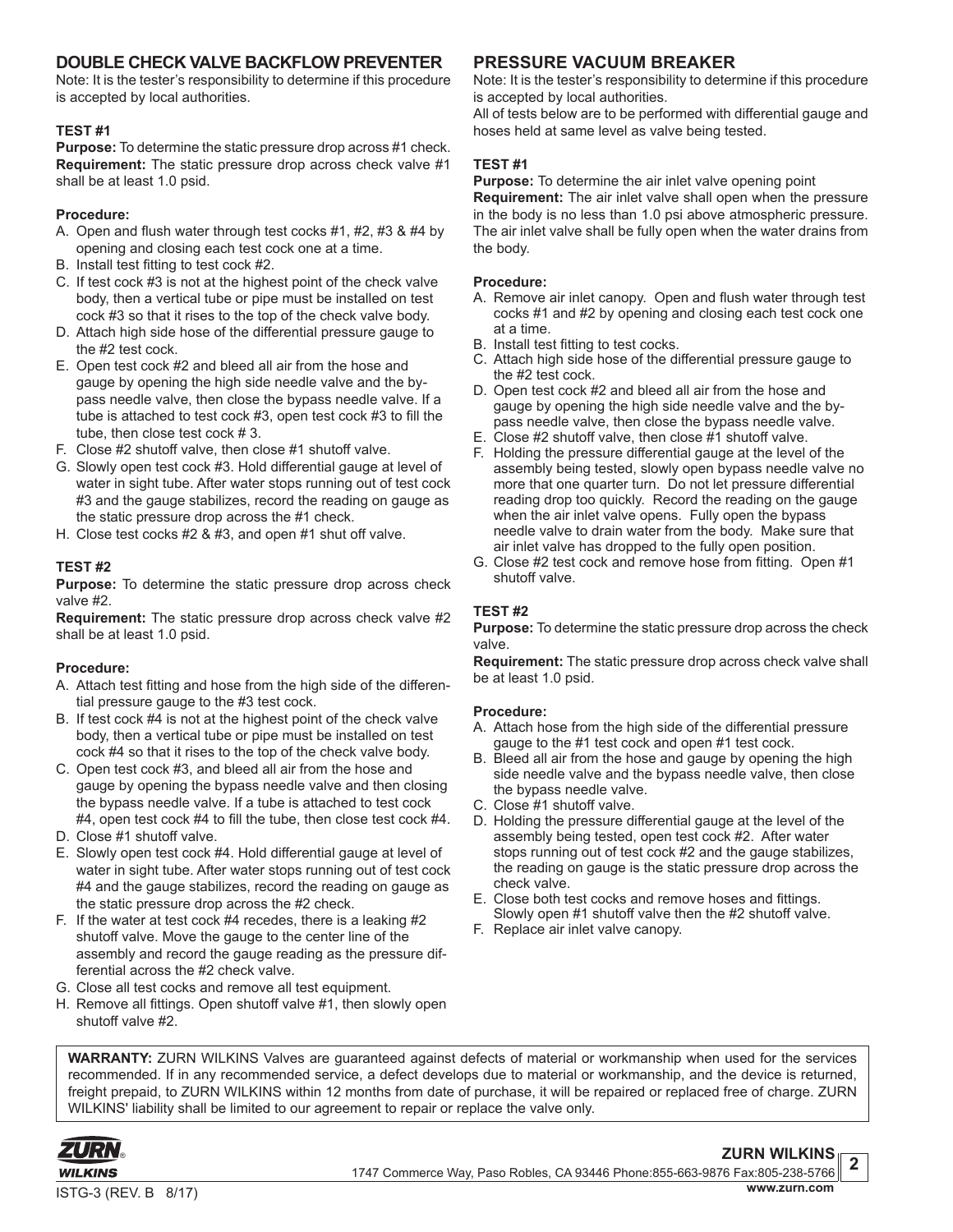## DOUBLE CHECK VALVE BACKFLOW PREVENTER

Note: It is the tester's responsibility to determine if this procedure is accepted by local authorities.

### TEST #1

**Purpose:** To determine the static pressure drop across #1 check.
**Requirement:** The static pressure drop across check valve #1 shall be at least 1.0 psid.

**Procedure:**

A. Open and flush water through test cocks #1, #2, #3 & #4 by opening and closing each test cock one at a time.
B. Install test fitting to test cock #2.
C. If test cock #3 is not at the highest point of the check valve body, then a vertical tube or pipe must be installed on test cock #3 so that it rises to the top of the check valve body.
D. Attach high side hose of the differential pressure gauge to the #2 test cock.
E. Open test cock #2 and bleed all air from the hose and gauge by opening the high side needle valve and the bypass needle valve, then close the bypass needle valve. If a tube is attached to test cock #3, open test cock #3 to fill the tube, then close test cock # 3.
F. Close #2 shutoff valve, then close #1 shutoff valve.
G. Slowly open test cock #3. Hold differential gauge at level of water in sight tube. After water stops running out of test cock #3 and the gauge stabilizes, record the reading on gauge as the static pressure drop across the #1 check.
H. Close test cocks #2 & #3, and open #1 shut off valve.

### TEST #2

**Purpose:** To determine the static pressure drop across check valve #2.
**Requirement:** The static pressure drop across check valve #2 shall be at least 1.0 psid.

**Procedure:**

A. Attach test fitting and hose from the high side of the differential pressure gauge to the #3 test cock.
B. If test cock #4 is not at the highest point of the check valve body, then a vertical tube or pipe must be installed on test cock #4 so that it rises to the top of the check valve body.
C. Open test cock #3, and bleed all air from the hose and gauge by opening the bypass needle valve and then closing the bypass needle valve. If a tube is attached to test cock #4, open test cock #4 to fill the tube, then close test cock #4.
D. Close #1 shutoff valve.
E. Slowly open test cock #4. Hold differential gauge at level of water in sight tube. After water stops running out of test cock #4 and the gauge stabilizes, record the reading on gauge as the static pressure drop across the #2 check.
F. If the water at test cock #4 recedes, there is a leaking #2 shutoff valve. Move the gauge to the center line of the assembly and record the gauge reading as the pressure differential across the #2 check valve.
G. Close all test cocks and remove all test equipment.
H. Remove all fittings. Open shutoff valve #1, then slowly open shutoff valve #2.

## PRESSURE VACUUM BREAKER

Note: It is the tester's responsibility to determine if this procedure is accepted by local authorities.
All of tests below are to be performed with differential gauge and hoses held at same level as valve being tested.

### TEST #1

**Purpose:** To determine the air inlet valve opening point
**Requirement:** The air inlet valve shall open when the pressure in the body is no less than 1.0 psi above atmospheric pressure. The air inlet valve shall be fully open when the water drains from the body.

**Procedure:**

A. Remove air inlet canopy. Open and flush water through test cocks #1 and #2 by opening and closing each test cock one at a time.
B. Install test fitting to test cocks.
C. Attach high side hose of the differential pressure gauge to the #2 test cock.
D. Open test cock #2 and bleed all air from the hose and gauge by opening the high side needle valve and the bypass needle valve, then close the bypass needle valve.
E. Close #2 shutoff valve, then close #1 shutoff valve.
F. Holding the pressure differential gauge at the level of the assembly being tested, slowly open bypass needle valve no more that one quarter turn. Do not let pressure differential reading drop too quickly. Record the reading on the gauge when the air inlet valve opens. Fully open the bypass needle valve to drain water from the body. Make sure that air inlet valve has dropped to the fully open position.
G. Close #2 test cock and remove hose from fitting. Open #1 shutoff valve.

### TEST #2

**Purpose:** To determine the static pressure drop across the check valve.
**Requirement:** The static pressure drop across check valve shall be at least 1.0 psid.

**Procedure:**

A. Attach hose from the high side of the differential pressure gauge to the #1 test cock and open #1 test cock.
B. Bleed all air from the hose and gauge by opening the high side needle valve and the bypass needle valve, then close the bypass needle valve.
C. Close #1 shutoff valve.
D. Holding the pressure differential gauge at the level of the assembly being tested, open test cock #2. After water stops running out of test cock #2 and the gauge stabilizes, the reading on gauge is the static pressure drop across the check valve.
E. Close both test cocks and remove hoses and fittings. Slowly open #1 shutoff valve then the #2 shutoff valve.
F. Replace air inlet valve canopy.

**WARRANTY:** ZURN WILKINS Valves are guaranteed against defects of material or workmanship when used for the services recommended. If in any recommended service, a defect develops due to material or workmanship, and the device is returned, freight prepaid, to ZURN WILKINS within 12 months from date of purchase, it will be repaired or replaced free of charge. ZURN WILKINS' liability shall be limited to our agreement to repair or replace the valve only.

ZURN WILKINS
1747 Commerce Way, Paso Robles, CA 93446 Phone:855-663-9876 Fax:805-238-5766
www.zurn.com

ISTG-3 (REV. B 8/17)